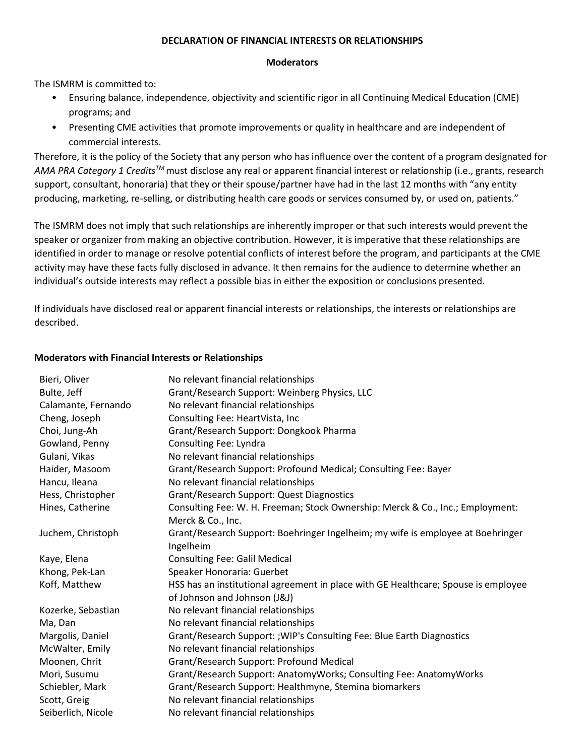**DECLARATION OF FINANCIAL INTERESTS OR RELATIONSHIPS**

**Moderators**

The ISMRM is committed to:

- Ensuring balance, independence, objectivity and scientific rigor in all Continuing Medical Education (CME) programs; and
- Presenting CME activities that promote improvements or quality in healthcare and are independent of commercial interests.

Therefore, it is the policy of the Society that any person who has influence over the content of a program designated for *AMA PRA Category 1 Credits™* must disclose any real or apparent financial interest or relationship (i.e., grants, research support, consultant, honoraria) that they or their spouse/partner have had in the last 12 months with "any entity producing, marketing, re-selling, or distributing health care goods or services consumed by, or used on, patients."

The ISMRM does not imply that such relationships are inherently improper or that such interests would prevent the speaker or organizer from making an objective contribution. However, it is imperative that these relationships are identified in order to manage or resolve potential conflicts of interest before the program, and participants at the CME activity may have these facts fully disclosed in advance. It then remains for the audience to determine whether an individual's outside interests may reflect a possible bias in either the exposition or conclusions presented.

If individuals have disclosed real or apparent financial interests or relationships, the interests or relationships are described.

**Moderators with Financial Interests or Relationships**

| | |
|---|---|
| Bieri, Oliver | No relevant financial relationships |
| Bulte, Jeff | Grant/Research Support: Weinberg Physics, LLC |
| Calamante, Fernando | No relevant financial relationships |
| Cheng, Joseph | Consulting Fee: HeartVista, Inc |
| Choi, Jung-Ah | Grant/Research Support: Dongkook Pharma |
| Gowland, Penny | Consulting Fee: Lyndra |
| Gulani, Vikas | No relevant financial relationships |
| Haider, Masoom | Grant/Research Support: Profound Medical; Consulting Fee: Bayer |
| Hancu, Ileana | No relevant financial relationships |
| Hess, Christopher | Grant/Research Support: Quest Diagnostics |
| Hines, Catherine | Consulting Fee: W. H. Freeman; Stock Ownership: Merck & Co., Inc.; Employment: Merck & Co., Inc. |
| Juchem, Christoph | Grant/Research Support: Boehringer Ingelheim; my wife is employee at Boehringer Ingelheim |
| Kaye, Elena | Consulting Fee: Galil Medical |
| Khong, Pek-Lan | Speaker Honoraria: Guerbet |
| Koff, Matthew | HSS has an institutional agreement in place with GE Healthcare; Spouse is employee of Johnson and Johnson (J&J) |
| Kozerke, Sebastian | No relevant financial relationships |
| Ma, Dan | No relevant financial relationships |
| Margolis, Daniel | Grant/Research Support: ;WIP's Consulting Fee: Blue Earth Diagnostics |
| McWalter, Emily | No relevant financial relationships |
| Moonen, Chrit | Grant/Research Support: Profound Medical |
| Mori, Susumu | Grant/Research Support: AnatomyWorks; Consulting Fee: AnatomyWorks |
| Schiebler, Mark | Grant/Research Support: Healthmyne, Stemina biomarkers |
| Scott, Greig | No relevant financial relationships |
| Seiberlich, Nicole | No relevant financial relationships |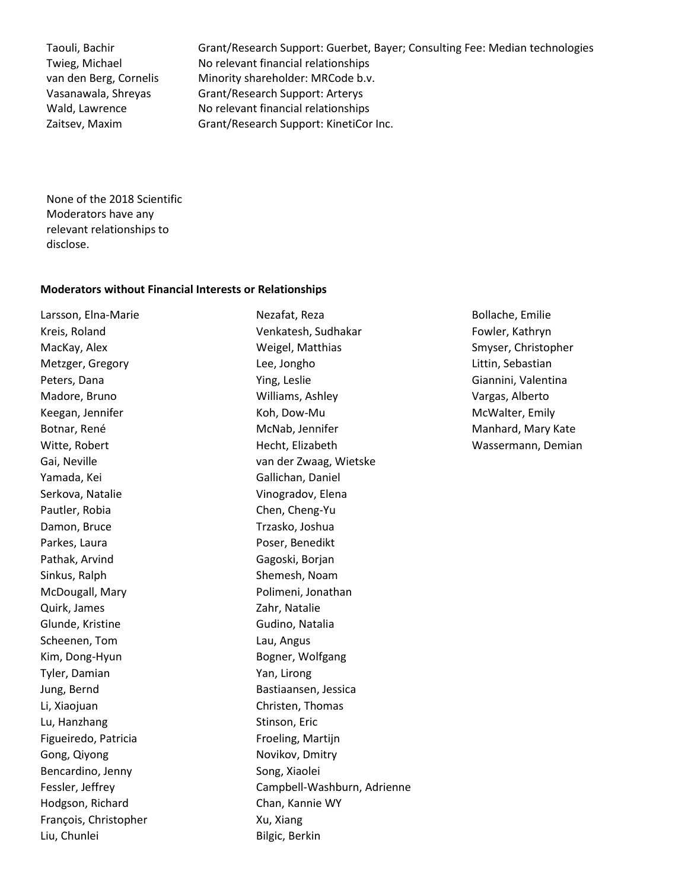| | |
|---|---|
| Taouli, Bachir | Grant/Research Support: Guerbet, Bayer; Consulting Fee: Median technologies |
| Twieg, Michael | No relevant financial relationships |
| van den Berg, Cornelis | Minority shareholder: MRCode b.v. |
| Vasanawala, Shreyas | Grant/Research Support: Arterys |
| Wald, Lawrence | No relevant financial relationships |
| Zaitsev, Maxim | Grant/Research Support: KinetiCor Inc. |

None of the 2018 Scientific Moderators have any relevant relationships to disclose.

**Moderators without Financial Interests or Relationships**

Larsson, Elna-Marie
Kreis, Roland
MacKay, Alex
Metzger, Gregory
Peters, Dana
Madore, Bruno
Keegan, Jennifer
Botnar, René
Witte, Robert
Gai, Neville
Yamada, Kei
Serkova, Natalie
Pautler, Robia
Damon, Bruce
Parkes, Laura
Pathak, Arvind
Sinkus, Ralph
McDougall, Mary
Quirk, James
Glunde, Kristine
Scheenen, Tom
Kim, Dong-Hyun
Tyler, Damian
Jung, Bernd
Li, Xiaojuan
Lu, Hanzhang
Figueiredo, Patricia
Gong, Qiyong
Bencardino, Jenny
Fessler, Jeffrey
Hodgson, Richard
François, Christopher
Liu, Chunlei
Nezafat, Reza
Venkatesh, Sudhakar
Weigel, Matthias
Lee, Jongho
Ying, Leslie
Williams, Ashley
Koh, Dow-Mu
McNab, Jennifer
Hecht, Elizabeth
van der Zwaag, Wietske
Gallichan, Daniel
Vinogradov, Elena
Chen, Cheng-Yu
Trzasko, Joshua
Poser, Benedikt
Gagoski, Borjan
Shemesh, Noam
Polimeni, Jonathan
Zahr, Natalie
Gudino, Natalia
Lau, Angus
Bogner, Wolfgang
Yan, Lirong
Bastiaansen, Jessica
Christen, Thomas
Stinson, Eric
Froeling, Martijn
Novikov, Dmitry
Song, Xiaolei
Campbell-Washburn, Adrienne
Chan, Kannie WY
Xu, Xiang
Bilgic, Berkin
Bollache, Emilie
Fowler, Kathryn
Smyser, Christopher
Littin, Sebastian
Giannini, Valentina
Vargas, Alberto
McWalter, Emily
Manhard, Mary Kate
Wassermann, Demian